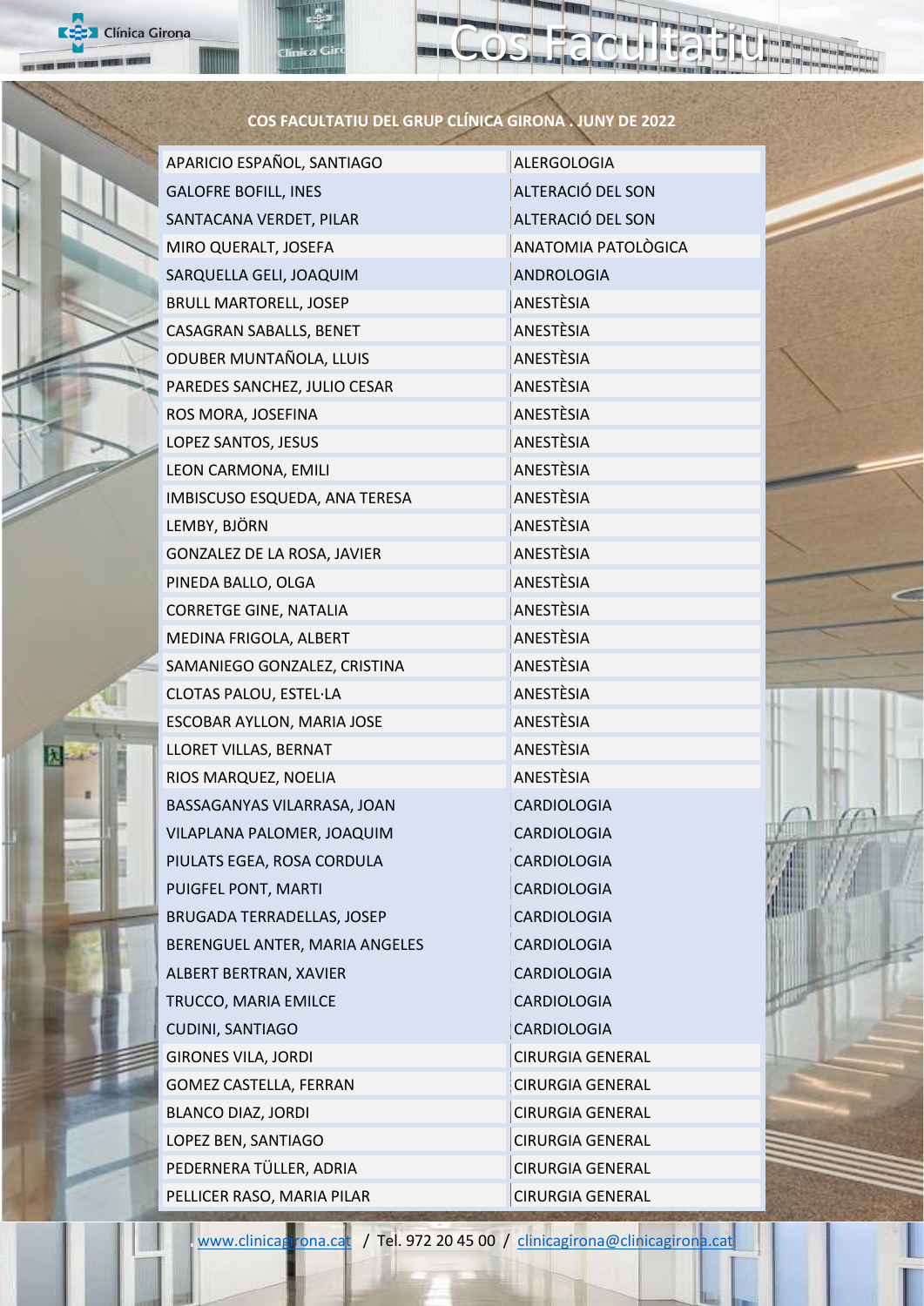# Cos Facultatiu

**COS FACULTATIU DEL GRUP CLÍNICA GIRONA . JUNY DE 2022**

| | |
|---|---|
| APARICIO ESPAÑOL, SANTIAGO | ALERGOLOGIA |
| GALOFRE BOFILL, INES | ALTERACIÓ DEL SON |
| SANTACANA VERDET, PILAR | ALTERACIÓ DEL SON |
| MIRO QUERALT, JOSEFA | ANATOMIA PATOLÒGICA |
| SARQUELLA GELI, JOAQUIM | ANDROLOGIA |
| BRULL MARTORELL, JOSEP | ANESTÈSIA |
| CASAGRAN SABALLS, BENET | ANESTÈSIA |
| ODUBER MUNTAÑOLA, LLUIS | ANESTÈSIA |
| PAREDES SANCHEZ, JULIO CESAR | ANESTÈSIA |
| ROS MORA, JOSEFINA | ANESTÈSIA |
| LOPEZ SANTOS, JESUS | ANESTÈSIA |
| LEON CARMONA, EMILI | ANESTÈSIA |
| IMBISCUSO ESQUEDA, ANA TERESA | ANESTÈSIA |
| LEMBY, BJÖRN | ANESTÈSIA |
| GONZALEZ DE LA ROSA, JAVIER | ANESTÈSIA |
| PINEDA BALLO, OLGA | ANESTÈSIA |
| CORRETGE GINE, NATALIA | ANESTÈSIA |
| MEDINA FRIGOLA, ALBERT | ANESTÈSIA |
| SAMANIEGO GONZALEZ, CRISTINA | ANESTÈSIA |
| CLOTAS PALOU, ESTEL·LA | ANESTÈSIA |
| ESCOBAR AYLLON, MARIA JOSE | ANESTÈSIA |
| LLORET VILLAS, BERNAT | ANESTÈSIA |
| RIOS MARQUEZ, NOELIA | ANESTÈSIA |
| BASSAGANYAS VILARRASA, JOAN | CARDIOLOGIA |
| VILAPLANA PALOMER, JOAQUIM | CARDIOLOGIA |
| PIULATS EGEA, ROSA CORDULA | CARDIOLOGIA |
| PUIGFEL PONT, MARTI | CARDIOLOGIA |
| BRUGADA TERRADELLAS, JOSEP | CARDIOLOGIA |
| BERENGUEL ANTER, MARIA ANGELES | CARDIOLOGIA |
| ALBERT BERTRAN, XAVIER | CARDIOLOGIA |
| TRUCCO, MARIA EMILCE | CARDIOLOGIA |
| CUDINI, SANTIAGO | CARDIOLOGIA |
| GIRONES VILA, JORDI | CIRURGIA GENERAL |
| GOMEZ CASTELLA, FERRAN | CIRURGIA GENERAL |
| BLANCO DIAZ, JORDI | CIRURGIA GENERAL |
| LOPEZ BEN, SANTIAGO | CIRURGIA GENERAL |
| PEDERNERA TÜLLER, ADRIA | CIRURGIA GENERAL |
| PELLICER RASO, MARIA PILAR | CIRURGIA GENERAL |

www.clinicagirona.cat / Tel. 972 20 45 00 / clinicagirona@clinicagirona.cat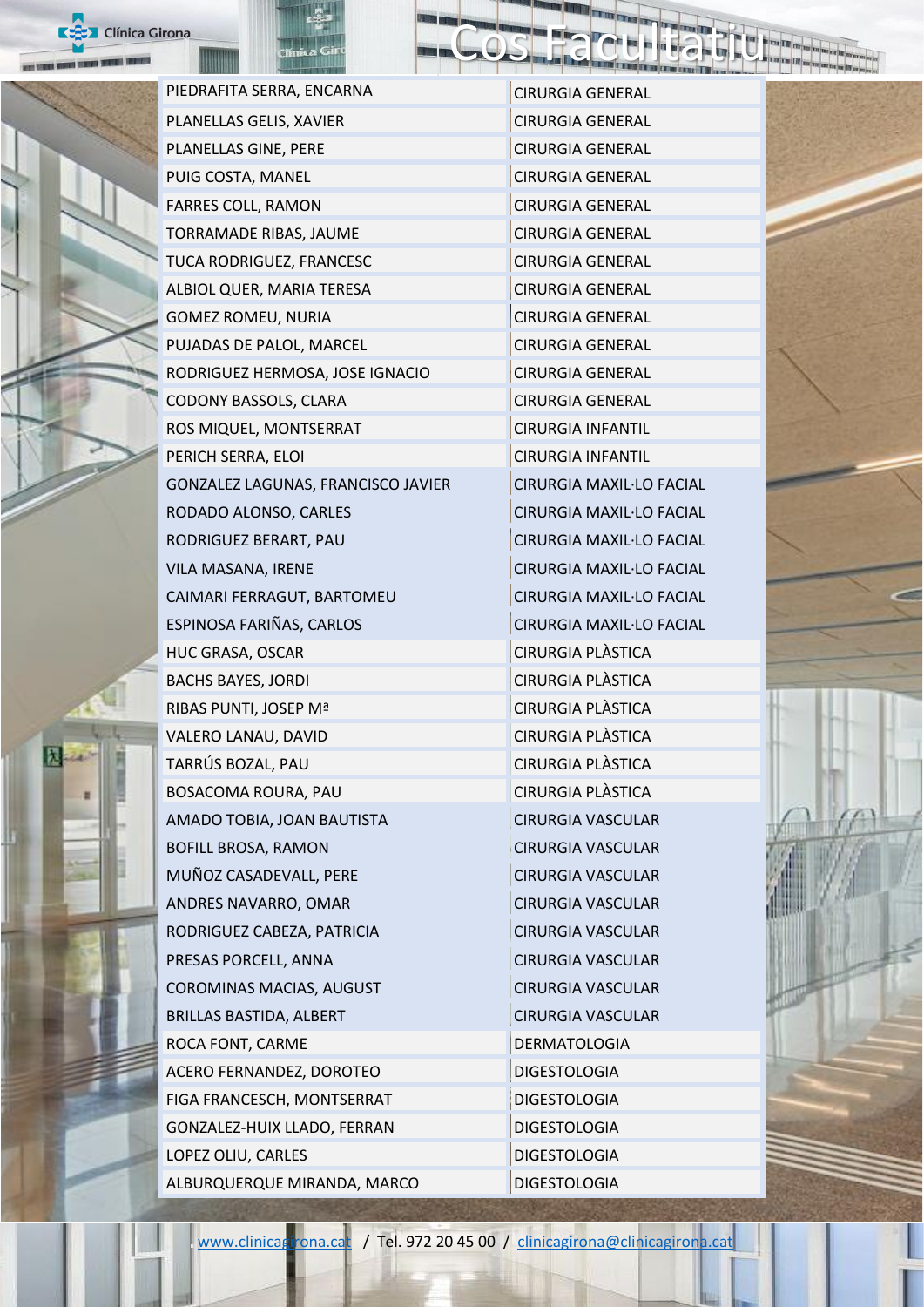# Cos Facultatiu

| | |
|---|---|
| PIEDRAFITA SERRA, ENCARNA | CIRURGIA GENERAL |
| PLANELLAS GELIS, XAVIER | CIRURGIA GENERAL |
| PLANELLAS GINE, PERE | CIRURGIA GENERAL |
| PUIG COSTA, MANEL | CIRURGIA GENERAL |
| FARRES COLL, RAMON | CIRURGIA GENERAL |
| TORRAMADE RIBAS, JAUME | CIRURGIA GENERAL |
| TUCA RODRIGUEZ, FRANCESC | CIRURGIA GENERAL |
| ALBIOL QUER, MARIA TERESA | CIRURGIA GENERAL |
| GOMEZ ROMEU, NURIA | CIRURGIA GENERAL |
| PUJADAS DE PALOL, MARCEL | CIRURGIA GENERAL |
| RODRIGUEZ HERMOSA, JOSE IGNACIO | CIRURGIA GENERAL |
| CODONY BASSOLS, CLARA | CIRURGIA GENERAL |
| ROS MIQUEL, MONTSERRAT | CIRURGIA INFANTIL |
| PERICH SERRA, ELOI | CIRURGIA INFANTIL |
| GONZALEZ LAGUNAS, FRANCISCO JAVIER | CIRURGIA MAXIL·LO FACIAL |
| RODADO ALONSO, CARLES | CIRURGIA MAXIL·LO FACIAL |
| RODRIGUEZ BERART, PAU | CIRURGIA MAXIL·LO FACIAL |
| VILA MASANA, IRENE | CIRURGIA MAXIL·LO FACIAL |
| CAIMARI FERRAGUT, BARTOMEU | CIRURGIA MAXIL·LO FACIAL |
| ESPINOSA FARIÑAS, CARLOS | CIRURGIA MAXIL·LO FACIAL |
| HUC GRASA, OSCAR | CIRURGIA PLÀSTICA |
| BACHS BAYES, JORDI | CIRURGIA PLÀSTICA |
| RIBAS PUNTI, JOSEP Mª | CIRURGIA PLÀSTICA |
| VALERO LANAU, DAVID | CIRURGIA PLÀSTICA |
| TARRÚS BOZAL, PAU | CIRURGIA PLÀSTICA |
| BOSACOMA ROURA, PAU | CIRURGIA PLÀSTICA |
| AMADO TOBIA, JOAN BAUTISTA | CIRURGIA VASCULAR |
| BOFILL BROSA, RAMON | CIRURGIA VASCULAR |
| MUÑOZ CASADEVALL, PERE | CIRURGIA VASCULAR |
| ANDRES NAVARRO, OMAR | CIRURGIA VASCULAR |
| RODRIGUEZ CABEZA, PATRICIA | CIRURGIA VASCULAR |
| PRESAS PORCELL, ANNA | CIRURGIA VASCULAR |
| COROMINAS MACIAS, AUGUST | CIRURGIA VASCULAR |
| BRILLAS BASTIDA, ALBERT | CIRURGIA VASCULAR |
| ROCA FONT, CARME | DERMATOLOGIA |
| ACERO FERNANDEZ, DOROTEO | DIGESTOLOGIA |
| FIGA FRANCESCH, MONTSERRAT | DIGESTOLOGIA |
| GONZALEZ-HUIX LLADO, FERRAN | DIGESTOLOGIA |
| LOPEZ OLIU, CARLES | DIGESTOLOGIA |
| ALBURQUERQUE MIRANDA, MARCO | DIGESTOLOGIA |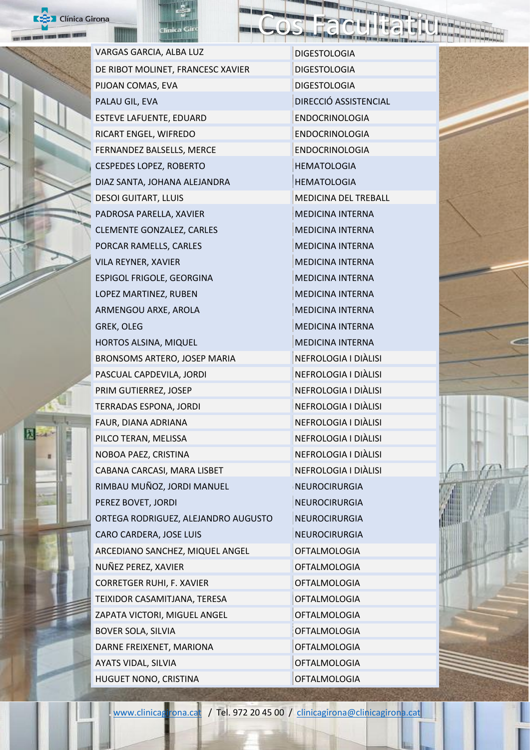# Cos Facultatiu

| | |
|---|---|
| VARGAS GARCIA, ALBA LUZ | DIGESTOLOGIA |
| DE RIBOT MOLINET, FRANCESC XAVIER | DIGESTOLOGIA |
| PIJOAN COMAS, EVA | DIGESTOLOGIA |
| PALAU GIL, EVA | DIRECCIÓ ASSISTENCIAL |
| ESTEVE LAFUENTE, EDUARD | ENDOCRINOLOGIA |
| RICART ENGEL, WIFREDO | ENDOCRINOLOGIA |
| FERNANDEZ BALSELLS, MERCE | ENDOCRINOLOGIA |
| CESPEDES LOPEZ, ROBERTO | HEMATOLOGIA |
| DIAZ SANTA, JOHANA ALEJANDRA | HEMATOLOGIA |
| DESOI GUITART, LLUIS | MEDICINA DEL TREBALL |
| PADROSA PARELLA, XAVIER | MEDICINA INTERNA |
| CLEMENTE GONZALEZ, CARLES | MEDICINA INTERNA |
| PORCAR RAMELLS, CARLES | MEDICINA INTERNA |
| VILA REYNER, XAVIER | MEDICINA INTERNA |
| ESPIGOL FRIGOLE, GEORGINA | MEDICINA INTERNA |
| LOPEZ MARTINEZ, RUBEN | MEDICINA INTERNA |
| ARMENGOU ARXE, AROLA | MEDICINA INTERNA |
| GREK, OLEG | MEDICINA INTERNA |
| HORTOS ALSINA, MIQUEL | MEDICINA INTERNA |
| BRONSOMS ARTERO, JOSEP MARIA | NEFROLOGIA I DIÀLISI |
| PASCUAL CAPDEVILA, JORDI | NEFROLOGIA I DIÀLISI |
| PRIM GUTIERREZ, JOSEP | NEFROLOGIA I DIÀLISI |
| TERRADAS ESPONA, JORDI | NEFROLOGIA I DIÀLISI |
| FAUR, DIANA ADRIANA | NEFROLOGIA I DIÀLISI |
| PILCO TERAN, MELISSA | NEFROLOGIA I DIÀLISI |
| NOBOA PAEZ, CRISTINA | NEFROLOGIA I DIÀLISI |
| CABANA CARCASI, MARA LISBET | NEFROLOGIA I DIÀLISI |
| RIMBAU MUÑOZ, JORDI MANUEL | NEUROCIRURGIA |
| PEREZ BOVET, JORDI | NEUROCIRURGIA |
| ORTEGA RODRIGUEZ, ALEJANDRO AUGUSTO | NEUROCIRURGIA |
| CARO CARDERA, JOSE LUIS | NEUROCIRURGIA |
| ARCEDIANO SANCHEZ, MIQUEL ANGEL | OFTALMOLOGIA |
| NUÑEZ PEREZ, XAVIER | OFTALMOLOGIA |
| CORRETGER RUHI, F. XAVIER | OFTALMOLOGIA |
| TEIXIDOR CASAMITJANA, TERESA | OFTALMOLOGIA |
| ZAPATA VICTORI, MIGUEL ANGEL | OFTALMOLOGIA |
| BOVER SOLA, SILVIA | OFTALMOLOGIA |
| DARNE FREIXENET, MARIONA | OFTALMOLOGIA |
| AYATS VIDAL, SILVIA | OFTALMOLOGIA |
| HUGUET NONO, CRISTINA | OFTALMOLOGIA |

www.clinicagirona.cat / Tel. 972 20 45 00 / clinicagirona@clinicagirona.cat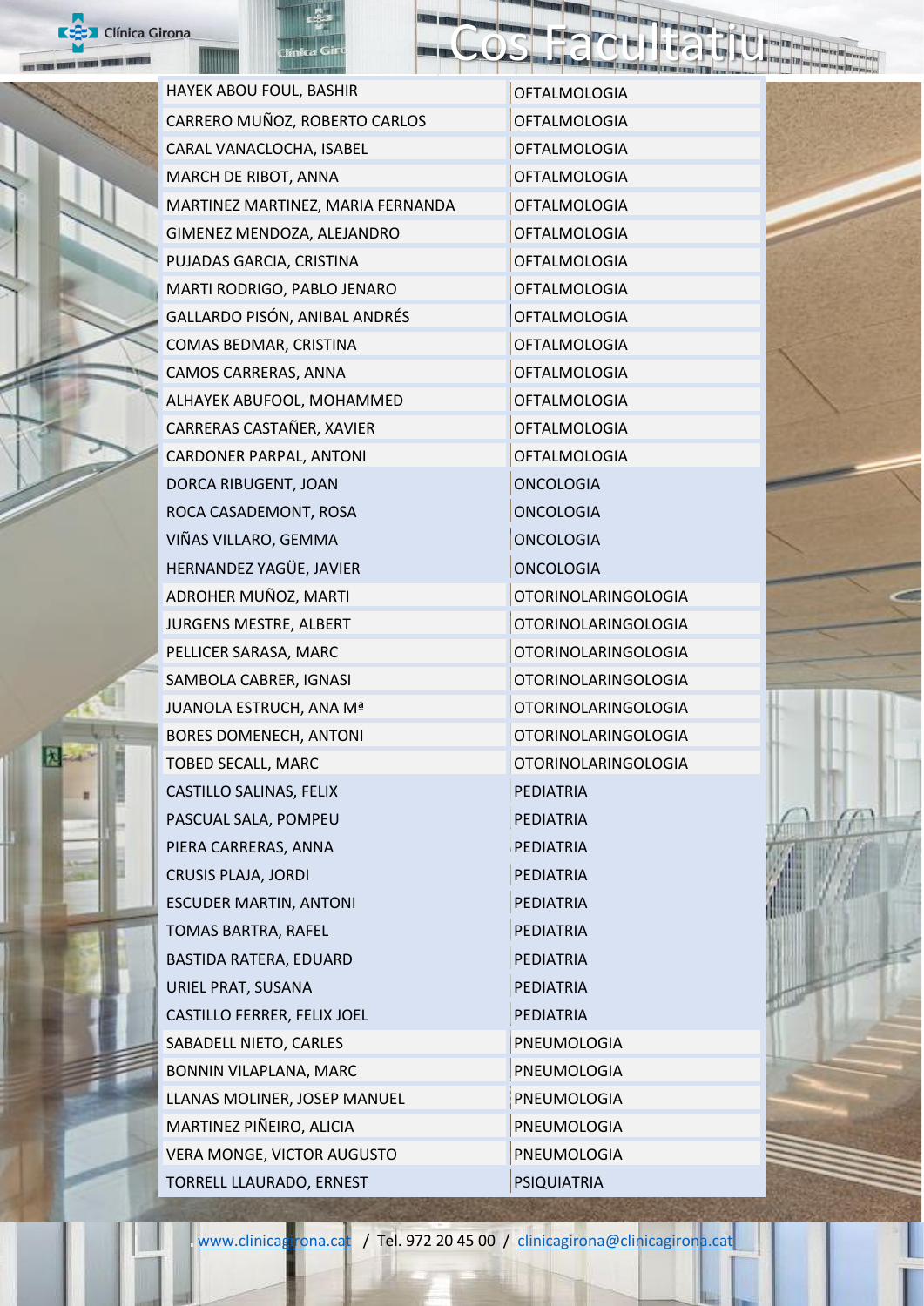# Cos Facultatiu

| | |
|---|---|
| HAYEK ABOU FOUL, BASHIR | OFTALMOLOGIA |
| CARRERO MUÑOZ, ROBERTO CARLOS | OFTALMOLOGIA |
| CARAL VANACLOCHA, ISABEL | OFTALMOLOGIA |
| MARCH DE RIBOT, ANNA | OFTALMOLOGIA |
| MARTINEZ MARTINEZ, MARIA FERNANDA | OFTALMOLOGIA |
| GIMENEZ MENDOZA, ALEJANDRO | OFTALMOLOGIA |
| PUJADAS GARCIA, CRISTINA | OFTALMOLOGIA |
| MARTI RODRIGO, PABLO JENARO | OFTALMOLOGIA |
| GALLARDO PISÓN, ANIBAL ANDRÉS | OFTALMOLOGIA |
| COMAS BEDMAR, CRISTINA | OFTALMOLOGIA |
| CAMOS CARRERAS, ANNA | OFTALMOLOGIA |
| ALHAYEK ABUFOOL, MOHAMMED | OFTALMOLOGIA |
| CARRERAS CASTAÑER, XAVIER | OFTALMOLOGIA |
| CARDONER PARPAL, ANTONI | OFTALMOLOGIA |
| DORCA RIBUGENT, JOAN | ONCOLOGIA |
| ROCA CASADEMONT, ROSA | ONCOLOGIA |
| VIÑAS VILLARO, GEMMA | ONCOLOGIA |
| HERNANDEZ YAGÜE, JAVIER | ONCOLOGIA |
| ADROHER MUÑOZ, MARTI | OTORINOLARINGOLOGIA |
| JURGENS MESTRE, ALBERT | OTORINOLARINGOLOGIA |
| PELLICER SARASA, MARC | OTORINOLARINGOLOGIA |
| SAMBOLA CABRER, IGNASI | OTORINOLARINGOLOGIA |
| JUANOLA ESTRUCH, ANA Mª | OTORINOLARINGOLOGIA |
| BORES DOMENECH, ANTONI | OTORINOLARINGOLOGIA |
| TOBED SECALL, MARC | OTORINOLARINGOLOGIA |
| CASTILLO SALINAS, FELIX | PEDIATRIA |
| PASCUAL SALA, POMPEU | PEDIATRIA |
| PIERA CARRERAS, ANNA | PEDIATRIA |
| CRUSIS PLAJA, JORDI | PEDIATRIA |
| ESCUDER MARTIN, ANTONI | PEDIATRIA |
| TOMAS BARTRA, RAFEL | PEDIATRIA |
| BASTIDA RATERA, EDUARD | PEDIATRIA |
| URIEL PRAT, SUSANA | PEDIATRIA |
| CASTILLO FERRER, FELIX JOEL | PEDIATRIA |
| SABADELL NIETO, CARLES | PNEUMOLOGIA |
| BONNIN VILAPLANA, MARC | PNEUMOLOGIA |
| LLANAS MOLINER, JOSEP MANUEL | PNEUMOLOGIA |
| MARTINEZ PIÑEIRO, ALICIA | PNEUMOLOGIA |
| VERA MONGE, VICTOR AUGUSTO | PNEUMOLOGIA |
| TORRELL LLAURADO, ERNEST | PSIQUIATRIA |

www.clinicagirona.cat / Tel. 972 20 45 00 / clinicagirona@clinicagirona.cat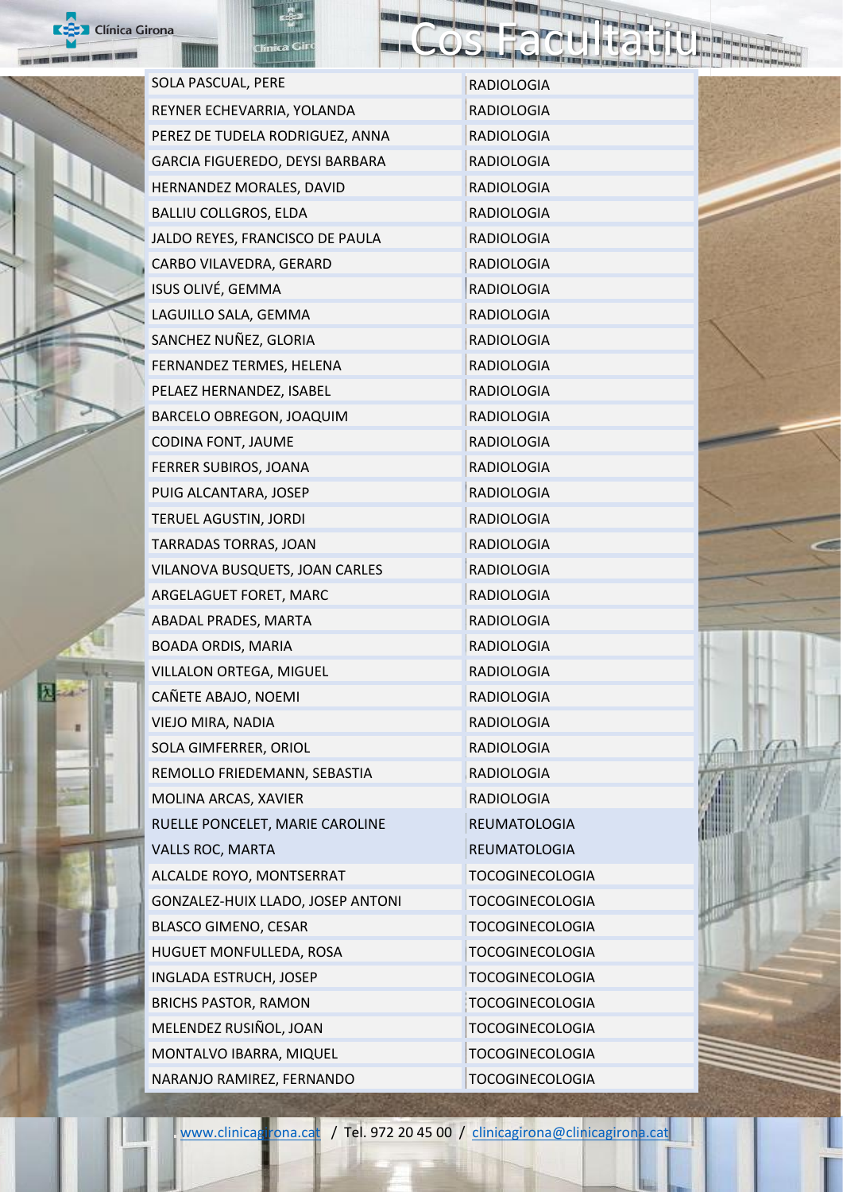# Cos Facultatiu

| | |
|---|---|
| SOLA PASCUAL, PERE | RADIOLOGIA |
| REYNER ECHEVARRIA, YOLANDA | RADIOLOGIA |
| PEREZ DE TUDELA RODRIGUEZ, ANNA | RADIOLOGIA |
| GARCIA FIGUEREDO, DEYSI BARBARA | RADIOLOGIA |
| HERNANDEZ MORALES, DAVID | RADIOLOGIA |
| BALLIU COLLGROS, ELDA | RADIOLOGIA |
| JALDO REYES, FRANCISCO DE PAULA | RADIOLOGIA |
| CARBO VILAVEDRA, GERARD | RADIOLOGIA |
| ISUS OLIVÉ, GEMMA | RADIOLOGIA |
| LAGUILLO SALA, GEMMA | RADIOLOGIA |
| SANCHEZ NUÑEZ, GLORIA | RADIOLOGIA |
| FERNANDEZ TERMES, HELENA | RADIOLOGIA |
| PELAEZ HERNANDEZ, ISABEL | RADIOLOGIA |
| BARCELO OBREGON, JOAQUIM | RADIOLOGIA |
| CODINA FONT, JAUME | RADIOLOGIA |
| FERRER SUBIROS, JOANA | RADIOLOGIA |
| PUIG ALCANTARA, JOSEP | RADIOLOGIA |
| TERUEL AGUSTIN, JORDI | RADIOLOGIA |
| TARRADAS TORRAS, JOAN | RADIOLOGIA |
| VILANOVA BUSQUETS, JOAN CARLES | RADIOLOGIA |
| ARGELAGUET FORET, MARC | RADIOLOGIA |
| ABADAL PRADES, MARTA | RADIOLOGIA |
| BOADA ORDIS, MARIA | RADIOLOGIA |
| VILLALON ORTEGA, MIGUEL | RADIOLOGIA |
| CAÑETE ABAJO, NOEMI | RADIOLOGIA |
| VIEJO MIRA, NADIA | RADIOLOGIA |
| SOLA GIMFERRER, ORIOL | RADIOLOGIA |
| REMOLLO FRIEDEMANN, SEBASTIA | RADIOLOGIA |
| MOLINA ARCAS, XAVIER | RADIOLOGIA |
| RUELLE PONCELET, MARIE CAROLINE | REUMATOLOGIA |
| VALLS ROC, MARTA | REUMATOLOGIA |
| ALCALDE ROYO, MONTSERRAT | TOCOGINECOLOGIA |
| GONZALEZ-HUIX LLADO, JOSEP ANTONI | TOCOGINECOLOGIA |
| BLASCO GIMENO, CESAR | TOCOGINECOLOGIA |
| HUGUET MONFULLEDA, ROSA | TOCOGINECOLOGIA |
| INGLADA ESTRUCH, JOSEP | TOCOGINECOLOGIA |
| BRICHS PASTOR, RAMON | TOCOGINECOLOGIA |
| MELENDEZ RUSIÑOL, JOAN | TOCOGINECOLOGIA |
| MONTALVO IBARRA, MIQUEL | TOCOGINECOLOGIA |
| NARANJO RAMIREZ, FERNANDO | TOCOGINECOLOGIA |

www.clinicagirona.cat / Tel. 972 20 45 00 / clinicagirona@clinicagirona.cat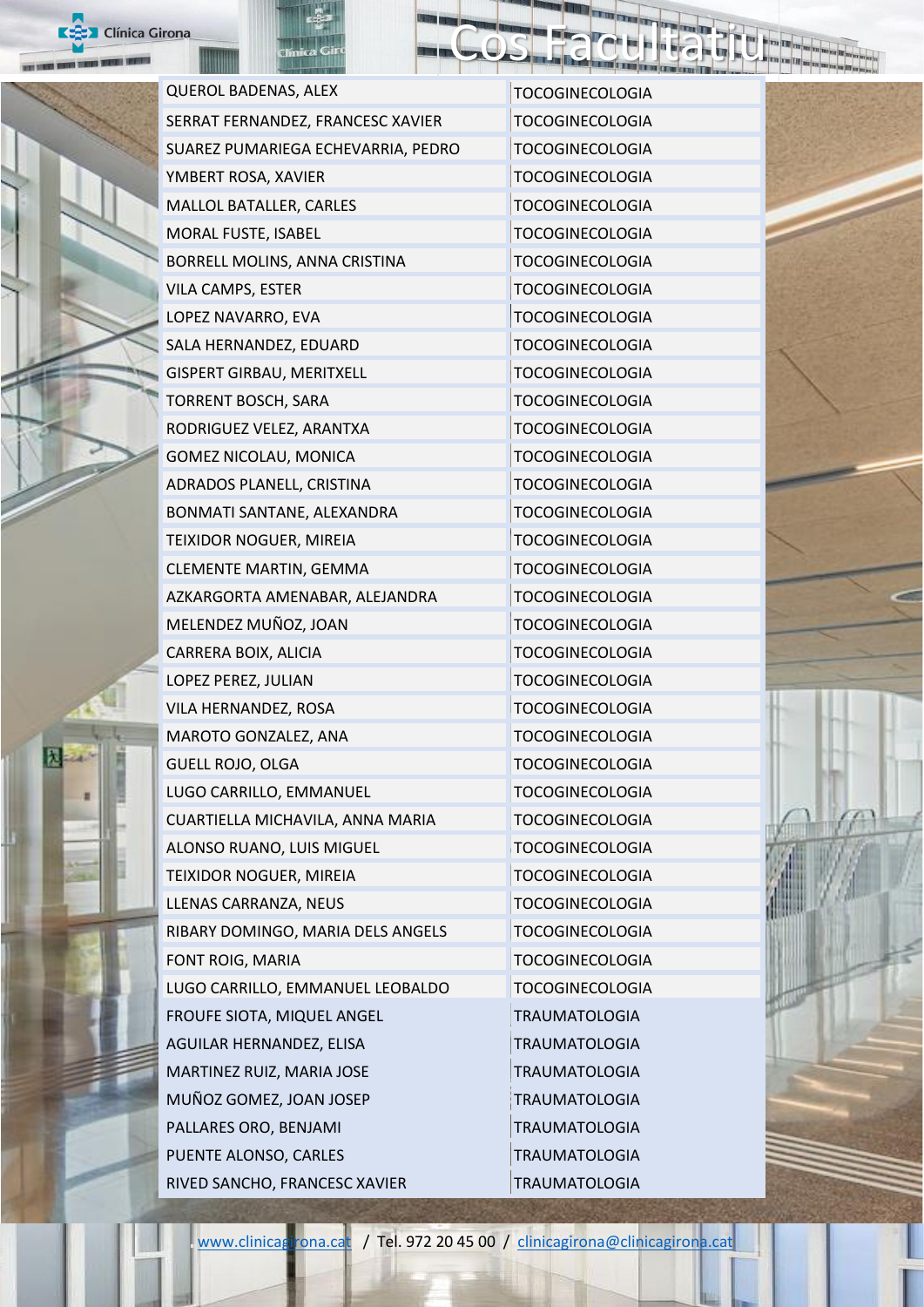# Cos Facultatiu

| | |
|---|---|
| QUEROL BADENAS, ALEX | TOCOGINECOLOGIA |
| SERRAT FERNANDEZ, FRANCESC XAVIER | TOCOGINECOLOGIA |
| SUAREZ PUMARIEGA ECHEVARRIA, PEDRO | TOCOGINECOLOGIA |
| YMBERT ROSA, XAVIER | TOCOGINECOLOGIA |
| MALLOL BATALLER, CARLES | TOCOGINECOLOGIA |
| MORAL FUSTE, ISABEL | TOCOGINECOLOGIA |
| BORRELL MOLINS, ANNA CRISTINA | TOCOGINECOLOGIA |
| VILA CAMPS, ESTER | TOCOGINECOLOGIA |
| LOPEZ NAVARRO, EVA | TOCOGINECOLOGIA |
| SALA HERNANDEZ, EDUARD | TOCOGINECOLOGIA |
| GISPERT GIRBAU, MERITXELL | TOCOGINECOLOGIA |
| TORRENT BOSCH, SARA | TOCOGINECOLOGIA |
| RODRIGUEZ VELEZ, ARANTXA | TOCOGINECOLOGIA |
| GOMEZ NICOLAU, MONICA | TOCOGINECOLOGIA |
| ADRADOS PLANELL, CRISTINA | TOCOGINECOLOGIA |
| BONMATI SANTANE, ALEXANDRA | TOCOGINECOLOGIA |
| TEIXIDOR NOGUER, MIREIA | TOCOGINECOLOGIA |
| CLEMENTE MARTIN, GEMMA | TOCOGINECOLOGIA |
| AZKARGORTA AMENABAR, ALEJANDRA | TOCOGINECOLOGIA |
| MELENDEZ MUÑOZ, JOAN | TOCOGINECOLOGIA |
| CARRERA BOIX, ALICIA | TOCOGINECOLOGIA |
| LOPEZ PEREZ, JULIAN | TOCOGINECOLOGIA |
| VILA HERNANDEZ, ROSA | TOCOGINECOLOGIA |
| MAROTO GONZALEZ, ANA | TOCOGINECOLOGIA |
| GUELL ROJO, OLGA | TOCOGINECOLOGIA |
| LUGO CARRILLO, EMMANUEL | TOCOGINECOLOGIA |
| CUARTIELLA MICHAVILA, ANNA MARIA | TOCOGINECOLOGIA |
| ALONSO RUANO, LUIS MIGUEL | TOCOGINECOLOGIA |
| TEIXIDOR NOGUER, MIREIA | TOCOGINECOLOGIA |
| LLENAS CARRANZA, NEUS | TOCOGINECOLOGIA |
| RIBARY DOMINGO, MARIA DELS ANGELS | TOCOGINECOLOGIA |
| FONT ROIG, MARIA | TOCOGINECOLOGIA |
| LUGO CARRILLO, EMMANUEL LEOBALDO | TOCOGINECOLOGIA |
| FROUFE SIOTA, MIQUEL ANGEL | TRAUMATOLOGIA |
| AGUILAR HERNANDEZ, ELISA | TRAUMATOLOGIA |
| MARTINEZ RUIZ, MARIA JOSE | TRAUMATOLOGIA |
| MUÑOZ GOMEZ, JOAN JOSEP | TRAUMATOLOGIA |
| PALLARES ORO, BENJAMI | TRAUMATOLOGIA |
| PUENTE ALONSO, CARLES | TRAUMATOLOGIA |
| RIVED SANCHO, FRANCESC XAVIER | TRAUMATOLOGIA |

www.clinicagirona.cat / Tel. 972 20 45 00 / clinicagirona@clinicagirona.cat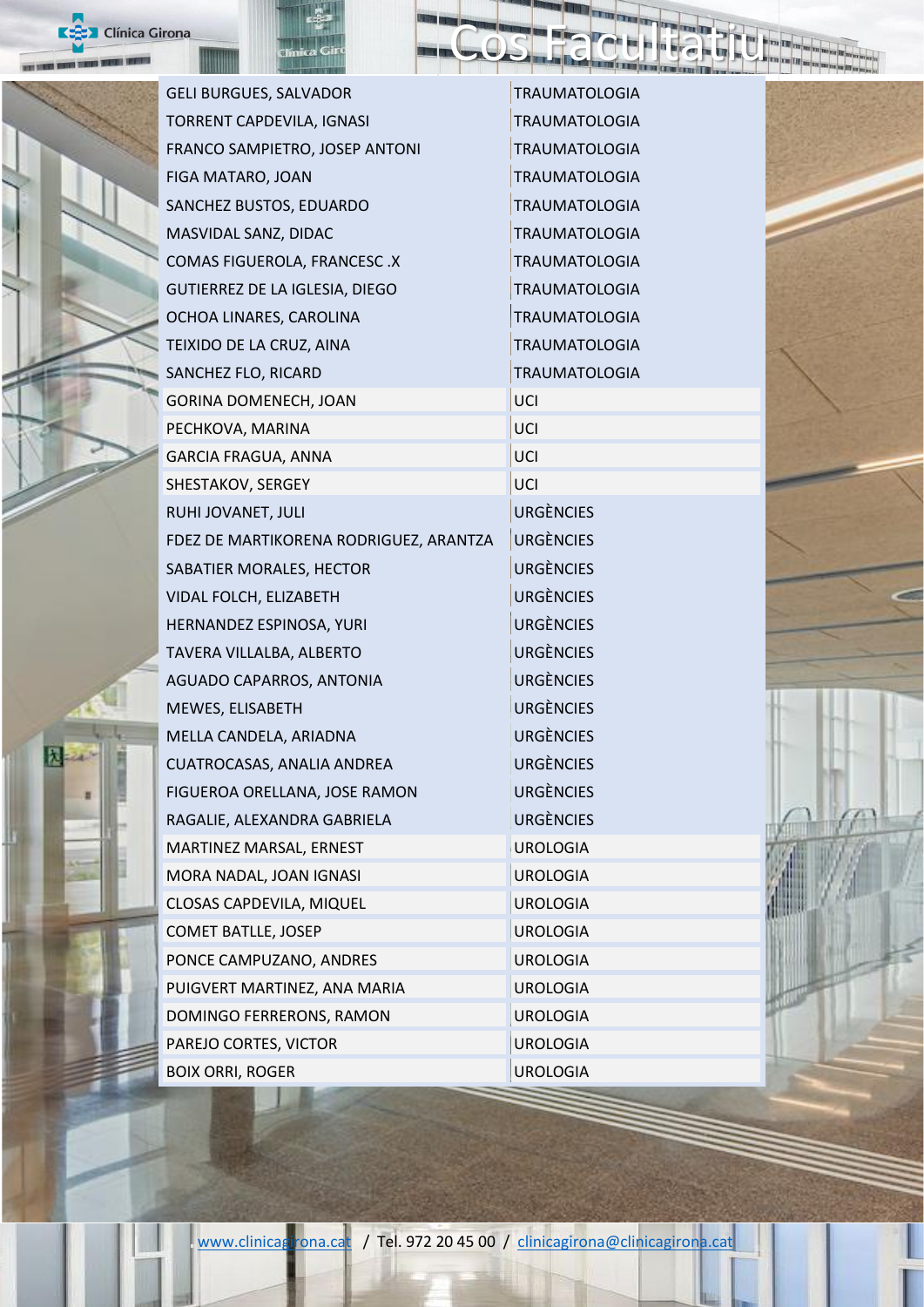# Cos Facultatiu

| | |
|---|---|
| GELI BURGUES, SALVADOR | TRAUMATOLOGIA |
| TORRENT CAPDEVILA, IGNASI | TRAUMATOLOGIA |
| FRANCO SAMPIETRO, JOSEP ANTONI | TRAUMATOLOGIA |
| FIGA MATARO, JOAN | TRAUMATOLOGIA |
| SANCHEZ BUSTOS, EDUARDO | TRAUMATOLOGIA |
| MASVIDAL SANZ, DIDAC | TRAUMATOLOGIA |
| COMAS FIGUEROLA, FRANCESC .X | TRAUMATOLOGIA |
| GUTIERREZ DE LA IGLESIA, DIEGO | TRAUMATOLOGIA |
| OCHOA LINARES, CAROLINA | TRAUMATOLOGIA |
| TEIXIDO DE LA CRUZ, AINA | TRAUMATOLOGIA |
| SANCHEZ FLO, RICARD | TRAUMATOLOGIA |
| GORINA DOMENECH, JOAN | UCI |
| PECHKOVA, MARINA | UCI |
| GARCIA FRAGUA, ANNA | UCI |
| SHESTAKOV, SERGEY | UCI |
| RUHI JOVANET, JULI | URGÈNCIES |
| FDEZ DE MARTIKORENA RODRIGUEZ, ARANTZA | URGÈNCIES |
| SABATIER MORALES, HECTOR | URGÈNCIES |
| VIDAL FOLCH, ELIZABETH | URGÈNCIES |
| HERNANDEZ ESPINOSA, YURI | URGÈNCIES |
| TAVERA VILLALBA, ALBERTO | URGÈNCIES |
| AGUADO CAPARROS, ANTONIA | URGÈNCIES |
| MEWES, ELISABETH | URGÈNCIES |
| MELLA CANDELA, ARIADNA | URGÈNCIES |
| CUATROCASAS, ANALIA ANDREA | URGÈNCIES |
| FIGUEROA ORELLANA, JOSE RAMON | URGÈNCIES |
| RAGALIE, ALEXANDRA GABRIELA | URGÈNCIES |
| MARTINEZ MARSAL, ERNEST | UROLOGIA |
| MORA NADAL, JOAN IGNASI | UROLOGIA |
| CLOSAS CAPDEVILA, MIQUEL | UROLOGIA |
| COMET BATLLE, JOSEP | UROLOGIA |
| PONCE CAMPUZANO, ANDRES | UROLOGIA |
| PUIGVERT MARTINEZ, ANA MARIA | UROLOGIA |
| DOMINGO FERRERONS, RAMON | UROLOGIA |
| PAREJO CORTES, VICTOR | UROLOGIA |
| BOIX ORRI, ROGER | UROLOGIA |

www.clinicagirona.cat / Tel. 972 20 45 00 / clinicagirona@clinicagirona.cat